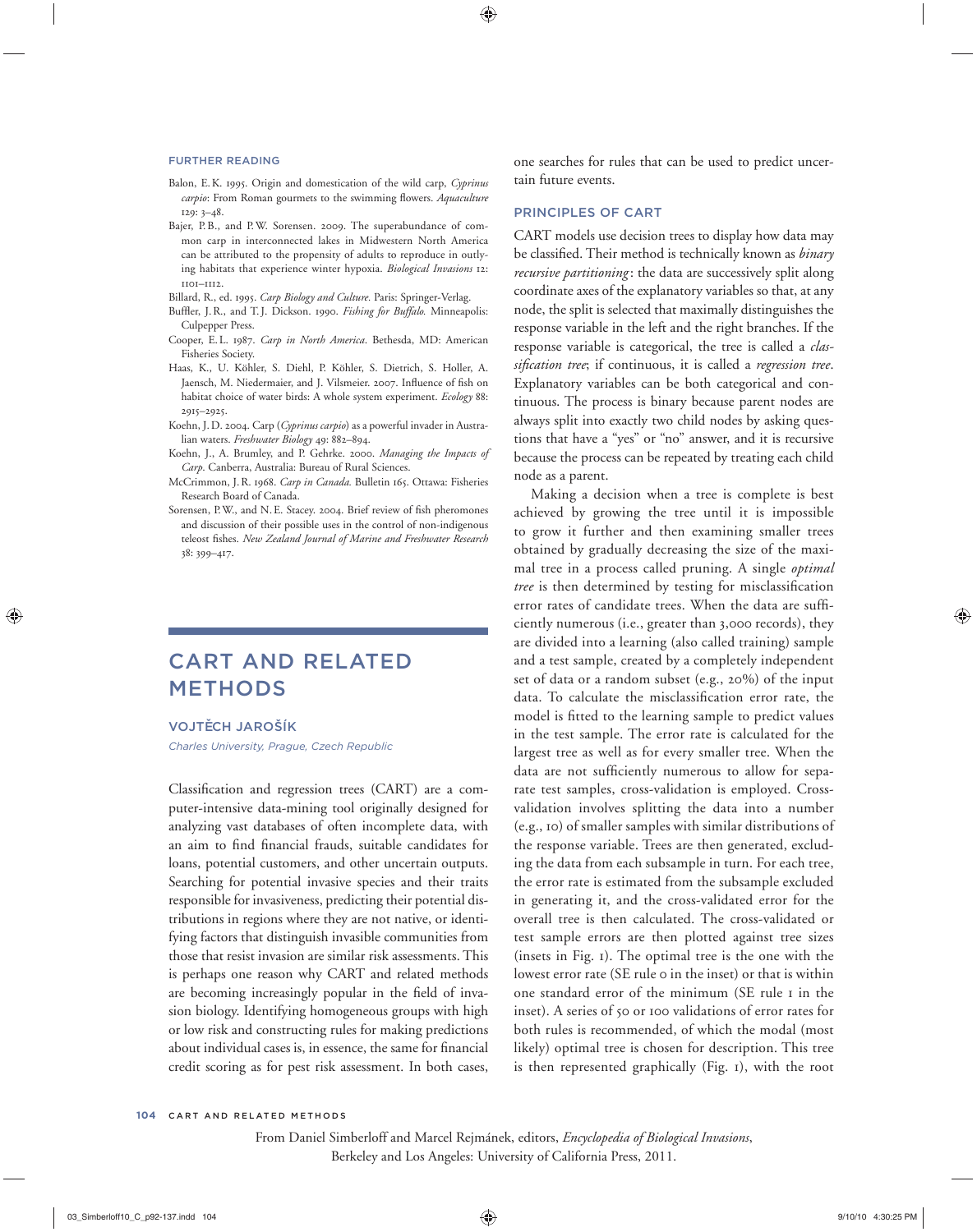## FURTHER READING

- Balon, E.K. 1995. Origin and domestication of the wild carp, *Cyprinus carpio*: From Roman gourmets to the swimming flowers. *Aquaculture* 129: 3–48.
- Bajer, P.B., and P.W. Sorensen. 2009. The superabundance of common carp in interconnected lakes in Midwestern North America can be attributed to the propensity of adults to reproduce in outlying habitats that experience winter hypoxia. *Biological Invasions* 12: 1101–1112.
- Billard, R., ed. 1995. *Carp Biology and Culture.* Paris: Springer-Verlag.
- Buffler, J.R., and T.J. Dickson. 1990. *Fishing for Buffalo.* Minneapolis: Culpepper Press.
- Cooper, E.L. 1987. *Carp in North America*. Bethesda, MD: American Fisheries Society.
- Haas, K., U. Köhler, S. Diehl, P. Köhler, S. Dietrich, S. Holler, A. Jaensch, M. Niedermaier, and J. Vilsmeier. 2007. Influence of fish on habitat choice of water birds: A whole system experiment. *Ecology* 88: 2915–2925.
- Koehn, J.D. 2004. Carp (*Cyprinus carpio*) as a powerful invader in Australian waters. *Freshwater Biology* 49: 882–894.
- Koehn, J., A. Brumley, and P. Gehrke. 2000. *Managing the Impacts of Carp*. Canberra, Australia: Bureau of Rural Sciences.
- McCrimmon, J.R. 1968. *Carp in Canada.* Bulletin 165. Ottawa: Fisheries Research Board of Canada.
- Sorensen, P.W., and N.E. Stacey. 2004. Brief review of fish pheromones and discussion of their possible uses in the control of non-indigenous teleost fishes. *New Zealand Journal of Marine and Freshwater Research* 38: 399–417.

# CART AND RELATED METHODS

VOJTĚCH JAROŠÍK

*Charles University, Prague, Czech Republic*

Classification and regression trees (CART) are a computer-intensive data-mining tool originally designed for analyzing vast databases of often incomplete data, with an aim to find financial frauds, suitable candidates for loans, potential customers, and other uncertain outputs. Searching for potential invasive species and their traits responsible for invasiveness, predicting their potential distributions in regions where they are not native, or identifying factors that distinguish invasible communities from those that resist invasion are similar risk assessments. This is perhaps one reason why CART and related methods are becoming increasingly popular in the field of invasion biology. Identifying homogeneous groups with high or low risk and constructing rules for making predictions about individual cases is, in essence, the same for financial credit scoring as for pest risk assessment. In both cases, one searches for rules that can be used to predict uncertain future events.

## PRINCIPLES OF CART

CART models use decision trees to display how data may be classified. Their method is technically known as *binary recursive partitioning*: the data are successively split along coordinate axes of the explanatory variables so that, at any node, the split is selected that maximally distinguishes the response variable in the left and the right branches. If the response variable is categorical, the tree is called a *classification tree*; if continuous, it is called a *regression tree*. Explanatory variables can be both categorical and continuous. The process is binary because parent nodes are always split into exactly two child nodes by asking questions that have a "yes" or "no" answer, and it is recursive because the process can be repeated by treating each child node as a parent.

Making a decision when a tree is complete is best achieved by growing the tree until it is impossible to grow it further and then examining smaller trees obtained by gradually decreasing the size of the maximal tree in a process called pruning. A single *optimal tree* is then determined by testing for misclassification error rates of candidate trees. When the data are sufficiently numerous (i.e., greater than 3,000 records), they are divided into a learning (also called training) sample and a test sample, created by a completely independent set of data or a random subset (e.g., 20%) of the input data. To calculate the misclassification error rate, the model is fitted to the learning sample to predict values in the test sample. The error rate is calculated for the largest tree as well as for every smaller tree. When the data are not sufficiently numerous to allow for separate test samples, cross-validation is employed. Cross-validation involves splitting the data into a number (e.g., 10) of smaller samples with similar distributions of the response variable. Trees are then generated, excluding the data from each subsample in turn. For each tree, the error rate is estimated from the subsample excluded in generating it, and the cross-validated error for the overall tree is then calculated. The cross-validated or test sample errors are then plotted against tree sizes (insets in Fig. 1). The optimal tree is the one with the lowest error rate (SE rule 0 in the inset) or that is within one standard error of the minimum (SE rule 1 in the inset). A series of 50 or 100 validations of error rates for both rules is recommended, of which the modal (most likely) optimal tree is chosen for description. This tree is then represented graphically (Fig. 1), with the root

From Daniel Simberloff and Marcel Rejmánek, editors, *Encyclopedia of Biological Invasions*, Berkeley and Los Angeles: University of California Press, 2011.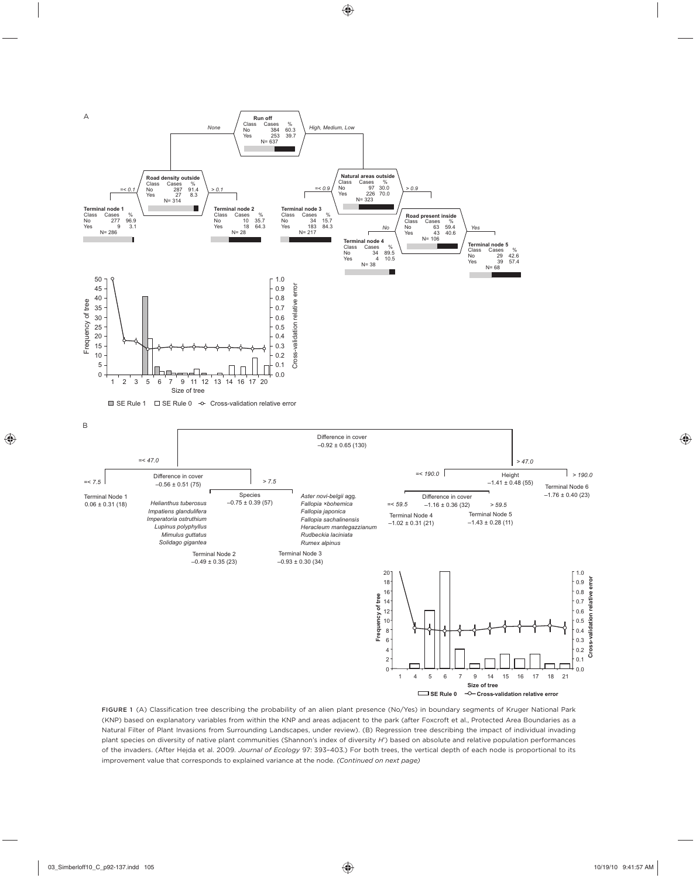A

**Run off**

| Class | Cases | % |
|---|---|---|
| No | 384 | 60.3 |
| Yes | 253 | 39.7 |

N= 637

*None* | *High, Medium, Low*

**Road density outside**

| Class | Cases | % |
|---|---|---|
| No | 287 | 91.4 |
| Yes | 27 | 8.3 |

N= 314

*=< 0.1* | *> 0.1*

**Terminal node 1**

| Class | Cases | % |
|---|---|---|
| No | 277 | 96.9 |
| Yes | 9 | 3.1 |

N= 286

**Terminal node 2**

| Class | Cases | % |
|---|---|---|
| No | 10 | 35.7 |
| Yes | 18 | 64.3 |

N= 28

**Natural areas outside**

| Class | Cases | % |
|---|---|---|
| No | 97 | 30.0 |
| Yes | 226 | 70.0 |

N= 323

*=< 0.9* | *> 0.9*

**Terminal node 3**

| Class | Cases | % |
|---|---|---|
| No | 34 | 15.7 |
| Yes | 183 | 84.3 |

N= 217

**Road present inside**

| Class | Cases | % |
|---|---|---|
| No | 63 | 59.4 |
| Yes | 43 | 40.6 |

N= 106

*No* | *Yes*

**Terminal node 4**

| Class | Cases | % |
|---|---|---|
| No | 34 | 89.5 |
| Yes | 4 | 10.5 |

N= 38

**Terminal node 5**

| Class | Cases | % |
|---|---|---|
| No | 29 | 42.6 |
| Yes | 39 | 57.4 |

N= 68

Frequency of tree; Cross-validation relative error; Size of tree

SE Rule 1 | SE Rule 0 | Cross-validation relative error

B

Difference in cover
–0.92 ± 0.65 (130)

*=< 47.0* | *> 47.0*

Difference in cover
–0.56 ± 0.51 (75)

*=< 7.5* | *> 7.5*

Terminal Node 1
0.06 ± 0.31 (18)

Species
–0.75 ± 0.39 (57)

*Helianthus tuberosus*
*Impatiens glandulifera*
*Imperatoria ostruthium*
*Lupinus polyphyllus*
*Mimulus guttatus*
*Solidago gigantea*

Terminal Node 2
–0.49 ± 0.35 (23)

*Aster novi-belgii* agg.
*Fallopia ×bohemica*
*Fallopia japonica*
*Fallopia sachalinensis*
*Heracleum mantegazzianum*
*Rudbeckia laciniata*
*Rumex alpinus*

Terminal Node 3
–0.93 ± 0.30 (34)

Height
–1.41 ± 0.48 (55)

*=< 190.0* | *> 190.0*

Difference in cover
–1.16 ± 0.36 (32)

*=< 59.5* | *> 59.5*

Terminal Node 4
–1.02 ± 0.31 (21)

Terminal Node 5
–1.43 ± 0.28 (11)

Terminal Node 6
–1.76 ± 0.40 (23)

Frequency of tree; Cross-validation relative error; Size of tree

SE Rule 0 | Cross-validation relative error

FIGURE 1 (A) Classification tree describing the probability of an alien plant presence (No/Yes) in boundary segments of Kruger National Park (KNP) based on explanatory variables from within the KNP and areas adjacent to the park (after Foxcroft et al., Protected Area Boundaries as a Natural Filter of Plant Invasions from Surrounding Landscapes, under review). (B) Regression tree describing the impact of individual invading plant species on diversity of native plant communities (Shannon's index of diversity $H'$) based on absolute and relative population performances of the invaders. (After Hejda et al. 2009. *Journal of Ecology* 97: 393–403.) For both trees, the vertical depth of each node is proportional to its improvement value that corresponds to explained variance at the node. *(Continued on next page)*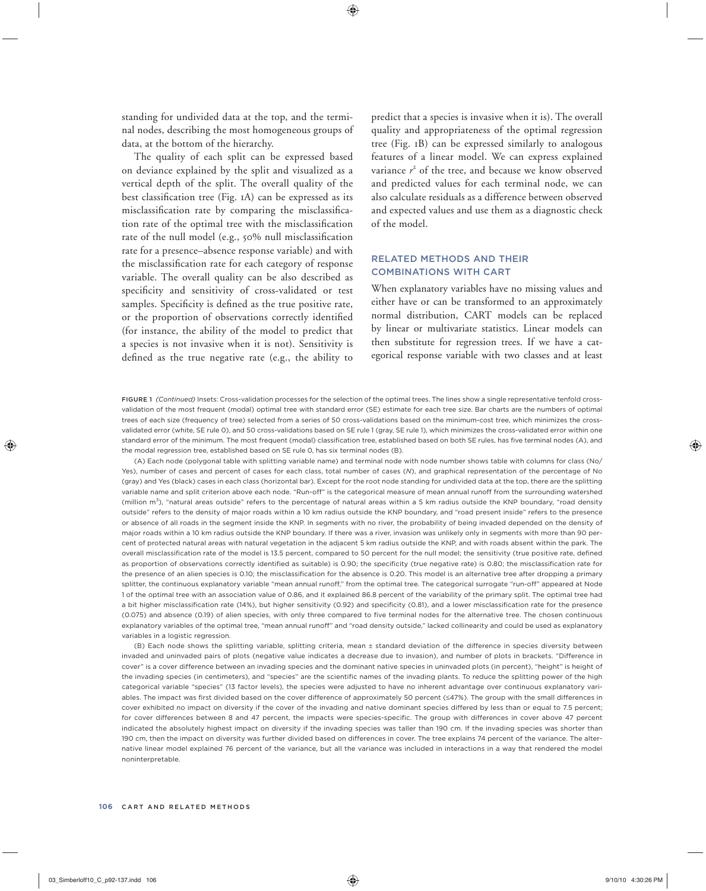standing for undivided data at the top, and the terminal nodes, describing the most homogeneous groups of data, at the bottom of the hierarchy.

The quality of each split can be expressed based on deviance explained by the split and visualized as a vertical depth of the split. The overall quality of the best classification tree (Fig. 1A) can be expressed as its misclassification rate by comparing the misclassification rate of the optimal tree with the misclassification rate of the null model (e.g., 50% null misclassification rate for a presence–absence response variable) and with the misclassification rate for each category of response variable. The overall quality can be also described as specificity and sensitivity of cross-validated or test samples. Specificity is defined as the true positive rate, or the proportion of observations correctly identified (for instance, the ability of the model to predict that a species is not invasive when it is not). Sensitivity is defined as the true negative rate (e.g., the ability to predict that a species is invasive when it is). The overall quality and appropriateness of the optimal regression tree (Fig. 1B) can be expressed similarly to analogous features of a linear model. We can express explained variance $r^2$ of the tree, and because we know observed and predicted values for each terminal node, we can also calculate residuals as a difference between observed and expected values and use them as a diagnostic check of the model.

## RELATED METHODS AND THEIR COMBINATIONS WITH CART

When explanatory variables have no missing values and either have or can be transformed to an approximately normal distribution, CART models can be replaced by linear or multivariate statistics. Linear models can then substitute for regression trees. If we have a categorical response variable with two classes and at least

FIGURE 1 *(Continued)* Insets: Cross-validation processes for the selection of the optimal trees. The lines show a single representative tenfold cross-validation of the most frequent (modal) optimal tree with standard error (SE) estimate for each tree size. Bar charts are the numbers of optimal trees of each size (frequency of tree) selected from a series of 50 cross-validations based on the minimum-cost tree, which minimizes the cross-validated error (white, SE rule 0), and 50 cross-validations based on SE rule 1 (gray, SE rule 1), which minimizes the cross-validated error within one standard error of the minimum. The most frequent (modal) classification tree, established based on both SE rules, has five terminal nodes (A), and the modal regression tree, established based on SE rule 0, has six terminal nodes (B).

(A) Each node (polygonal table with splitting variable name) and terminal node with node number shows table with columns for class (No/Yes), number of cases and percent of cases for each class, total number of cases (*N*), and graphical representation of the percentage of No (gray) and Yes (black) cases in each class (horizontal bar). Except for the root node standing for undivided data at the top, there are the splitting variable name and split criterion above each node. "Run-off" is the categorical measure of mean annual runoff from the surrounding watershed (million m$^3$), "natural areas outside" refers to the percentage of natural areas within a 5 km radius outside the KNP boundary, "road density outside" refers to the density of major roads within a 10 km radius outside the KNP boundary, and "road present inside" refers to the presence or absence of all roads in the segment inside the KNP. In segments with no river, the probability of being invaded depended on the density of major roads within a 10 km radius outside the KNP boundary. If there was a river, invasion was unlikely only in segments with more than 90 percent of protected natural areas with natural vegetation in the adjacent 5 km radius outside the KNP, and with roads absent within the park. The overall misclassification rate of the model is 13.5 percent, compared to 50 percent for the null model; the sensitivity (true positive rate, defined as proportion of observations correctly identified as suitable) is 0.90; the specificity (true negative rate) is 0.80; the misclassification rate for the presence of an alien species is 0.10; the misclassification for the absence is 0.20. This model is an alternative tree after dropping a primary splitter, the continuous explanatory variable "mean annual runoff," from the optimal tree. The categorical surrogate "run-off" appeared at Node 1 of the optimal tree with an association value of 0.86, and it explained 86.8 percent of the variability of the primary split. The optimal tree had a bit higher misclassification rate (14%), but higher sensitivity (0.92) and specificity (0.81), and a lower misclassification rate for the presence (0.075) and absence (0.19) of alien species, with only three compared to five terminal nodes for the alternative tree. The chosen continuous explanatory variables of the optimal tree, "mean annual runoff" and "road density outside," lacked collinearity and could be used as explanatory variables in a logistic regression.

(B) Each node shows the splitting variable, splitting criteria, mean ± standard deviation of the difference in species diversity between invaded and uninvaded pairs of plots (negative value indicates a decrease due to invasion), and number of plots in brackets. "Difference in cover" is a cover difference between an invading species and the dominant native species in uninvaded plots (in percent), "height" is height of the invading species (in centimeters), and "species" are the scientific names of the invading plants. To reduce the splitting power of the high categorical variable "species" (13 factor levels), the species were adjusted to have no inherent advantage over continuous explanatory variables. The impact was first divided based on the cover difference of approximately 50 percent (≤47%). The group with the small differences in cover exhibited no impact on diversity if the cover of the invading and native dominant species differed by less than or equal to 7.5 percent; for cover differences between 8 and 47 percent, the impacts were species-specific. The group with differences in cover above 47 percent indicated the absolutely highest impact on diversity if the invading species was taller than 190 cm. If the invading species was shorter than 190 cm, then the impact on diversity was further divided based on differences in cover. The tree explains 74 percent of the variance. The alternative linear model explained 76 percent of the variance, but all the variance was included in interactions in a way that rendered the model noninterpretable.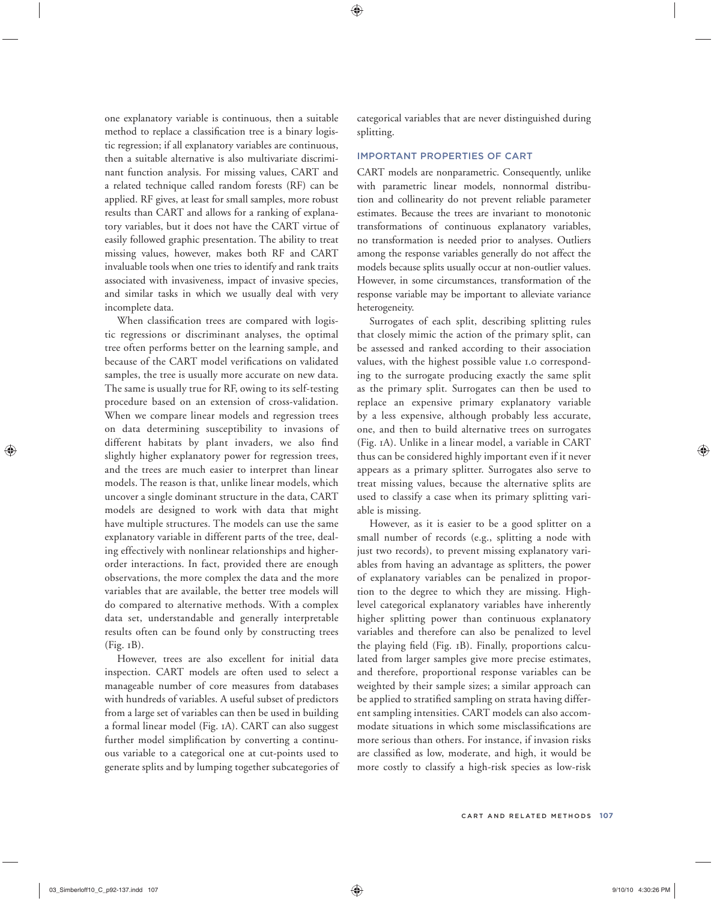one explanatory variable is continuous, then a suitable method to replace a classification tree is a binary logistic regression; if all explanatory variables are continuous, then a suitable alternative is also multivariate discriminant function analysis. For missing values, CART and a related technique called random forests (RF) can be applied. RF gives, at least for small samples, more robust results than CART and allows for a ranking of explanatory variables, but it does not have the CART virtue of easily followed graphic presentation. The ability to treat missing values, however, makes both RF and CART invaluable tools when one tries to identify and rank traits associated with invasiveness, impact of invasive species, and similar tasks in which we usually deal with very incomplete data.

When classification trees are compared with logistic regressions or discriminant analyses, the optimal tree often performs better on the learning sample, and because of the CART model verifications on validated samples, the tree is usually more accurate on new data. The same is usually true for RF, owing to its self-testing procedure based on an extension of cross-validation. When we compare linear models and regression trees on data determining susceptibility to invasions of different habitats by plant invaders, we also find slightly higher explanatory power for regression trees, and the trees are much easier to interpret than linear models. The reason is that, unlike linear models, which uncover a single dominant structure in the data, CART models are designed to work with data that might have multiple structures. The models can use the same explanatory variable in different parts of the tree, dealing effectively with nonlinear relationships and higher-order interactions. In fact, provided there are enough observations, the more complex the data and the more variables that are available, the better tree models will do compared to alternative methods. With a complex data set, understandable and generally interpretable results often can be found only by constructing trees (Fig. 1B).

However, trees are also excellent for initial data inspection. CART models are often used to select a manageable number of core measures from databases with hundreds of variables. A useful subset of predictors from a large set of variables can then be used in building a formal linear model (Fig. 1A). CART can also suggest further model simplification by converting a continuous variable to a categorical one at cut-points used to generate splits and by lumping together subcategories of categorical variables that are never distinguished during splitting.

## IMPORTANT PROPERTIES OF CART

CART models are nonparametric. Consequently, unlike with parametric linear models, nonnormal distribution and collinearity do not prevent reliable parameter estimates. Because the trees are invariant to monotonic transformations of continuous explanatory variables, no transformation is needed prior to analyses. Outliers among the response variables generally do not affect the models because splits usually occur at non-outlier values. However, in some circumstances, transformation of the response variable may be important to alleviate variance heterogeneity.

Surrogates of each split, describing splitting rules that closely mimic the action of the primary split, can be assessed and ranked according to their association values, with the highest possible value 1.0 corresponding to the surrogate producing exactly the same split as the primary split. Surrogates can then be used to replace an expensive primary explanatory variable by a less expensive, although probably less accurate, one, and then to build alternative trees on surrogates (Fig. 1A). Unlike in a linear model, a variable in CART thus can be considered highly important even if it never appears as a primary splitter. Surrogates also serve to treat missing values, because the alternative splits are used to classify a case when its primary splitting variable is missing.

However, as it is easier to be a good splitter on a small number of records (e.g., splitting a node with just two records), to prevent missing explanatory variables from having an advantage as splitters, the power of explanatory variables can be penalized in proportion to the degree to which they are missing. High-level categorical explanatory variables have inherently higher splitting power than continuous explanatory variables and therefore can also be penalized to level the playing field (Fig. 1B). Finally, proportions calculated from larger samples give more precise estimates, and therefore, proportional response variables can be weighted by their sample sizes; a similar approach can be applied to stratified sampling on strata having different sampling intensities. CART models can also accommodate situations in which some misclassifications are more serious than others. For instance, if invasion risks are classified as low, moderate, and high, it would be more costly to classify a high-risk species as low-risk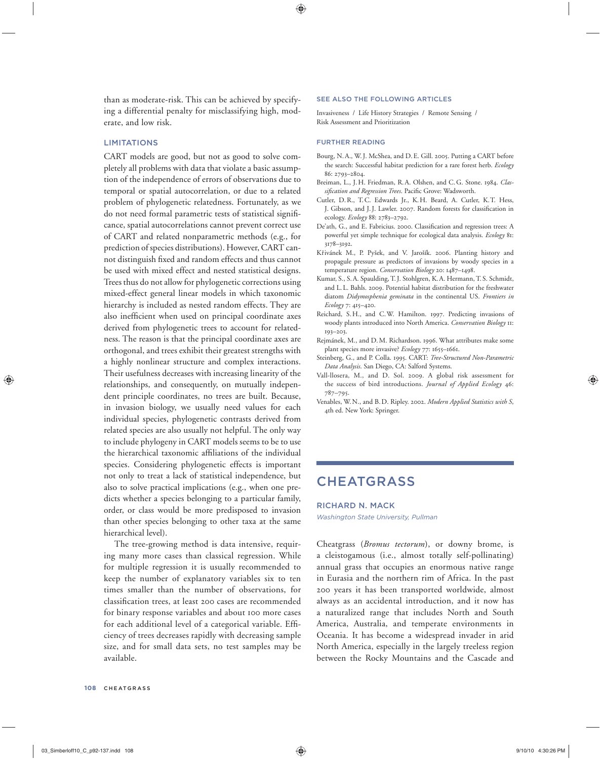than as moderate-risk. This can be achieved by specifying a differential penalty for misclassifying high, moderate, and low risk.

## LIMITATIONS

CART models are good, but not as good to solve completely all problems with data that violate a basic assumption of the independence of errors of observations due to temporal or spatial autocorrelation, or due to a related problem of phylogenetic relatedness. Fortunately, as we do not need formal parametric tests of statistical significance, spatial autocorrelations cannot prevent correct use of CART and related nonparametric methods (e.g., for prediction of species distributions). However, CART cannot distinguish fixed and random effects and thus cannot be used with mixed effect and nested statistical designs. Trees thus do not allow for phylogenetic corrections using mixed-effect general linear models in which taxonomic hierarchy is included as nested random effects. They are also inefficient when used on principal coordinate axes derived from phylogenetic trees to account for relatedness. The reason is that the principal coordinate axes are orthogonal, and trees exhibit their greatest strengths with a highly nonlinear structure and complex interactions. Their usefulness decreases with increasing linearity of the relationships, and consequently, on mutually independent principle coordinates, no trees are built. Because, in invasion biology, we usually need values for each individual species, phylogenetic contrasts derived from related species are also usually not helpful. The only way to include phylogeny in CART models seems to be to use the hierarchical taxonomic affiliations of the individual species. Considering phylogenetic effects is important not only to treat a lack of statistical independence, but also to solve practical implications (e.g., when one predicts whether a species belonging to a particular family, order, or class would be more predisposed to invasion than other species belonging to other taxa at the same hierarchical level).

The tree-growing method is data intensive, requiring many more cases than classical regression. While for multiple regression it is usually recommended to keep the number of explanatory variables six to ten times smaller than the number of observations, for classification trees, at least 200 cases are recommended for binary response variables and about 100 more cases for each additional level of a categorical variable. Efficiency of trees decreases rapidly with decreasing sample size, and for small data sets, no test samples may be available.

## SEE ALSO THE FOLLOWING ARTICLES

Invasiveness / Life History Strategies / Remote Sensing / Risk Assessment and Prioritization

## FURTHER READING

Bourg, N.A., W.J. McShea, and D.E. Gill. 2005. Putting a CART before the search: Successful habitat prediction for a rare forest herb. *Ecology* 86: 2793–2804.

Breiman, L., J.H. Friedman, R.A. Olshen, and C.G. Stone. 1984. *Classification and Regression Trees*. Pacific Grove: Wadsworth.

Cutler, D.R., T.C. Edwards Jr., K.H. Beard, A. Cutler, K.T. Hess, J. Gibson, and J.J. Lawler. 2007. Random forests for classification in ecology. *Ecology* 88: 2783–2792.

De'ath, G., and E. Fabricius. 2000. Classification and regression trees: A powerful yet simple technique for ecological data analysis. *Ecology* 81: 3178–3192.

Křivánek M., P. Pyšek, and V. Jarošík. 2006. Planting history and propagule pressure as predictors of invasions by woody species in a temperate region. *Conservation Biology* 20: 1487–1498.

Kumar, S., S.A. Spaulding, T.J. Stohlgren, K.A. Hermann, T.S. Schmidt, and L.L. Bahls. 2009. Potential habitat distribution for the freshwater diatom *Didymosphenia geminata* in the continental US. *Frontiers in Ecology* 7: 415–420.

Reichard, S.H., and C.W. Hamilton. 1997. Predicting invasions of woody plants introduced into North America. *Conservation Biology* 11: 193–203.

Rejmánek, M., and D.M. Richardson. 1996. What attributes make some plant species more invasive? *Ecology* 77: 1655–1661.

Steinberg, G., and P. Colla. 1995. CART: *Tree-Structured Non-Parametric Data Analysis*. San Diego, CA: Salford Systems.

Vall-llosera, M., and D. Sol. 2009. A global risk assessment for the success of bird introductions. *Journal of Applied Ecology* 46: 787–795.

Venables, W.N., and B.D. Ripley. 2002. *Modern Applied Statistics with S*, 4th ed. New York: Springer.

# CHEATGRASS

**RICHARD N. MACK**

*Washington State University, Pullman*

Cheatgrass (*Bromus tectorum*), or downy brome, is a cleistogamous (i.e., almost totally self-pollinating) annual grass that occupies an enormous native range in Eurasia and the northern rim of Africa. In the past 200 years it has been transported worldwide, almost always as an accidental introduction, and it now has a naturalized range that includes North and South America, Australia, and temperate environments in Oceania. It has become a widespread invader in arid North America, especially in the largely treeless region between the Rocky Mountains and the Cascade and